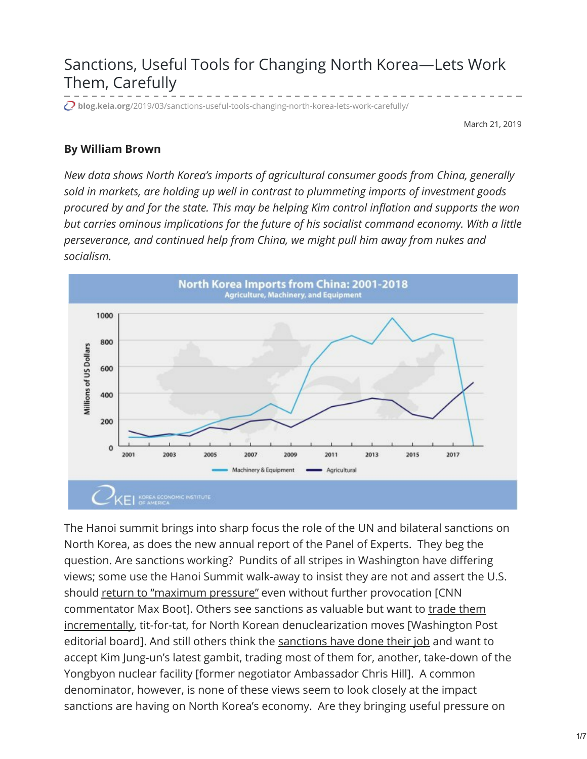# Sanctions, Useful Tools for Changing North Korea—Lets Work Them, Carefully

blog.keia.org/2019/03/sanctions-useful-tools-changing-north-korea-lets-work-carefully/

March 21, 2019

**By William Brown**

*New data shows North Korea's imports of agricultural consumer goods from China, generally sold in markets, are holding up well in contrast to plummeting imports of investment goods procured by and for the state. This may be helping Kim control inflation and supports the won but carries ominous implications for the future of his socialist command economy. With a little perseverance, and continued help from China, we might pull him away from nukes and socialism.*

The Hanoi summit brings into sharp focus the role of the UN and bilateral sanctions on North Korea, as does the new annual report of the Panel of Experts. They beg the question. Are sanctions working? Pundits of all stripes in Washington have differing views; some use the Hanoi Summit walk-away to insist they are not and assert the U.S. should return to "maximum pressure" even without further provocation [CNN commentator Max Boot]. Others see sanctions as valuable but want to trade them incrementally, tit-for-tat, for North Korean denuclearization moves [Washington Post editorial board]. And still others think the sanctions have done their job and want to accept Kim Jung-un's latest gambit, trading most of them for, another, take-down of the Yongbyon nuclear facility [former negotiator Ambassador Chris Hill]. A common denominator, however, is none of these views seem to look closely at the impact sanctions are having on North Korea's economy. Are they bringing useful pressure on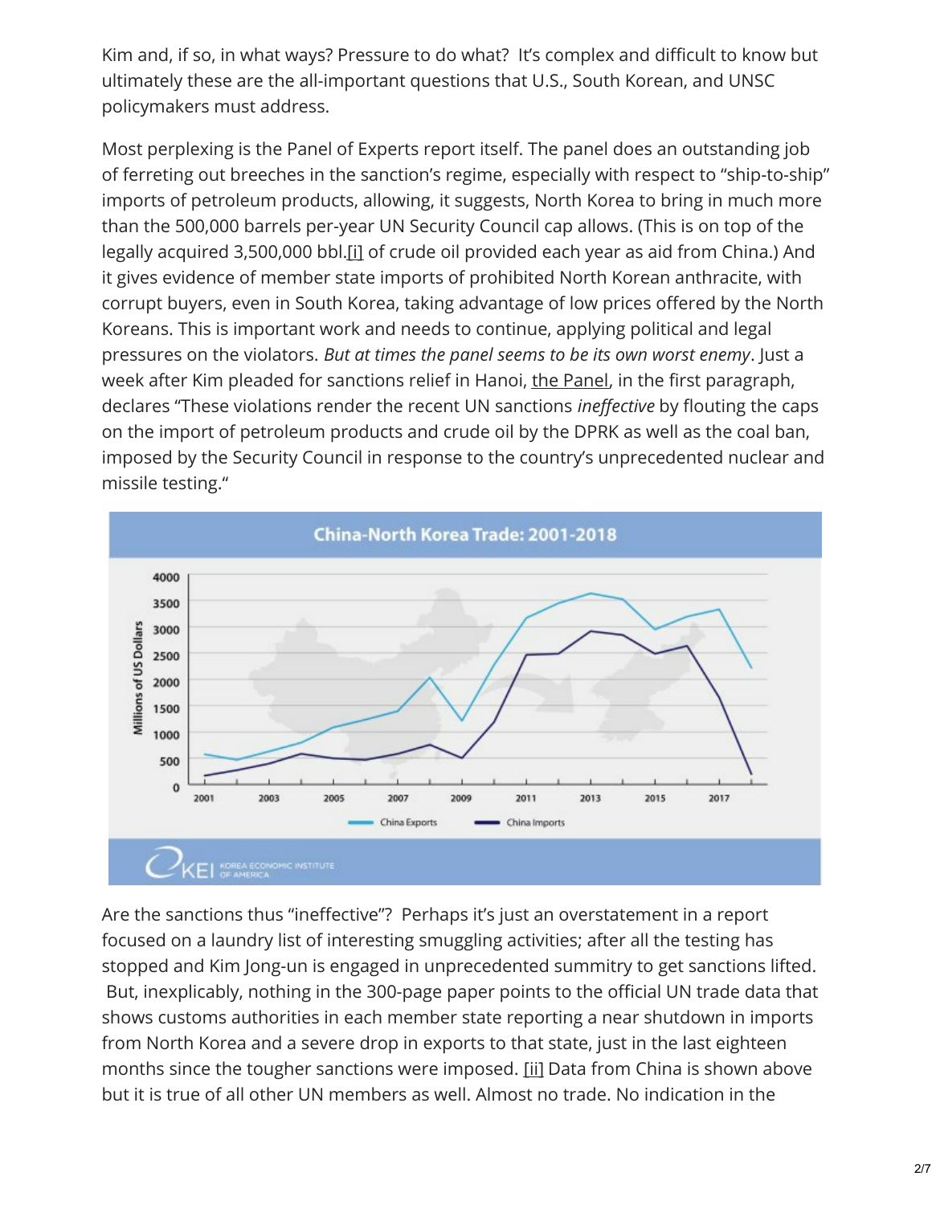Kim and, if so, in what ways? Pressure to do what? It's complex and difficult to know but ultimately these are the all-important questions that U.S., South Korean, and UNSC policymakers must address.

Most perplexing is the Panel of Experts report itself. The panel does an outstanding job of ferreting out breeches in the sanction's regime, especially with respect to "ship-to-ship" imports of petroleum products, allowing, it suggests, North Korea to bring in much more than the 500,000 barrels per-year UN Security Council cap allows. (This is on top of the legally acquired 3,500,000 bbl.[i] of crude oil provided each year as aid from China.) And it gives evidence of member state imports of prohibited North Korean anthracite, with corrupt buyers, even in South Korea, taking advantage of low prices offered by the North Koreans. This is important work and needs to continue, applying political and legal pressures on the violators. *But at times the panel seems to be its own worst enemy*. Just a week after Kim pleaded for sanctions relief in Hanoi, the Panel, in the first paragraph, declares "These violations render the recent UN sanctions *ineffective* by flouting the caps on the import of petroleum products and crude oil by the DPRK as well as the coal ban, imposed by the Security Council in response to the country's unprecedented nuclear and missile testing."

Are the sanctions thus "ineffective"? Perhaps it's just an overstatement in a report focused on a laundry list of interesting smuggling activities; after all the testing has stopped and Kim Jong-un is engaged in unprecedented summitry to get sanctions lifted. But, inexplicably, nothing in the 300-page paper points to the official UN trade data that shows customs authorities in each member state reporting a near shutdown in imports from North Korea and a severe drop in exports to that state, just in the last eighteen months since the tougher sanctions were imposed. [ii] Data from China is shown above but it is true of all other UN members as well. Almost no trade. No indication in the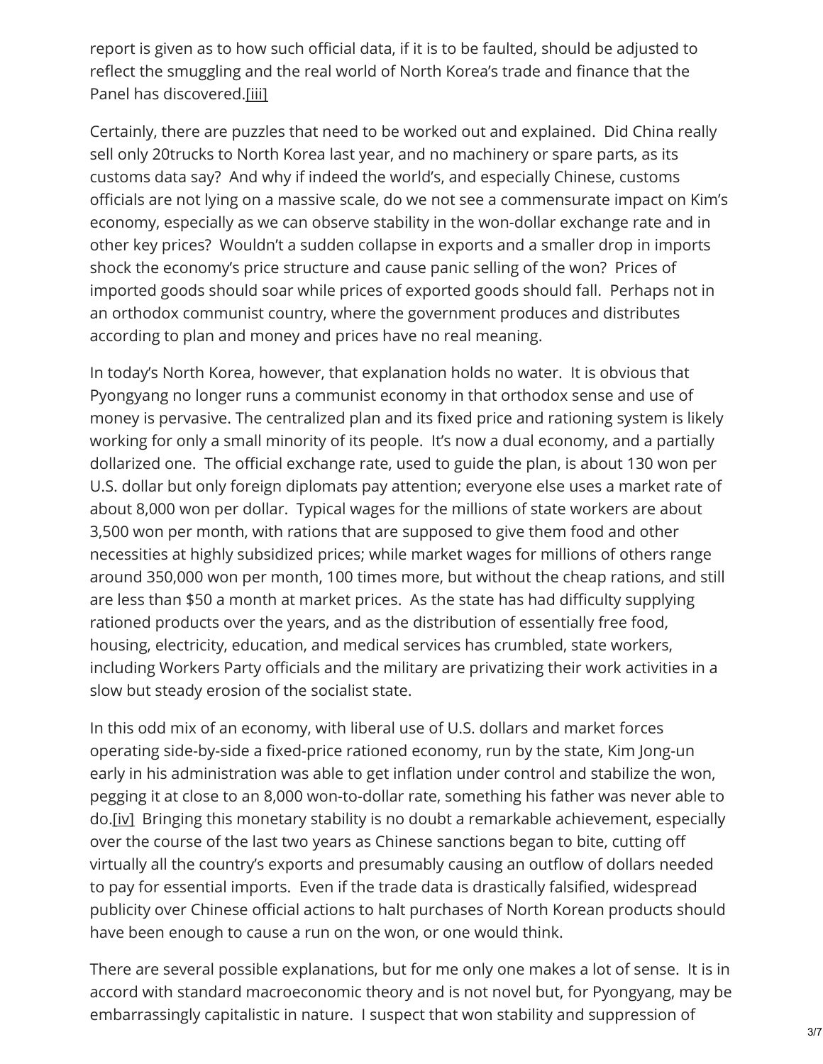report is given as to how such official data, if it is to be faulted, should be adjusted to reflect the smuggling and the real world of North Korea's trade and finance that the Panel has discovered.[iii]

Certainly, there are puzzles that need to be worked out and explained. Did China really sell only 20trucks to North Korea last year, and no machinery or spare parts, as its customs data say? And why if indeed the world's, and especially Chinese, customs officials are not lying on a massive scale, do we not see a commensurate impact on Kim's economy, especially as we can observe stability in the won-dollar exchange rate and in other key prices? Wouldn't a sudden collapse in exports and a smaller drop in imports shock the economy's price structure and cause panic selling of the won? Prices of imported goods should soar while prices of exported goods should fall. Perhaps not in an orthodox communist country, where the government produces and distributes according to plan and money and prices have no real meaning.

In today's North Korea, however, that explanation holds no water. It is obvious that Pyongyang no longer runs a communist economy in that orthodox sense and use of money is pervasive. The centralized plan and its fixed price and rationing system is likely working for only a small minority of its people. It's now a dual economy, and a partially dollarized one. The official exchange rate, used to guide the plan, is about 130 won per U.S. dollar but only foreign diplomats pay attention; everyone else uses a market rate of about 8,000 won per dollar. Typical wages for the millions of state workers are about 3,500 won per month, with rations that are supposed to give them food and other necessities at highly subsidized prices; while market wages for millions of others range around 350,000 won per month, 100 times more, but without the cheap rations, and still are less than $50 a month at market prices. As the state has had difficulty supplying rationed products over the years, and as the distribution of essentially free food, housing, electricity, education, and medical services has crumbled, state workers, including Workers Party officials and the military are privatizing their work activities in a slow but steady erosion of the socialist state.

In this odd mix of an economy, with liberal use of U.S. dollars and market forces operating side-by-side a fixed-price rationed economy, run by the state, Kim Jong-un early in his administration was able to get inflation under control and stabilize the won, pegging it at close to an 8,000 won-to-dollar rate, something his father was never able to do.[iv] Bringing this monetary stability is no doubt a remarkable achievement, especially over the course of the last two years as Chinese sanctions began to bite, cutting off virtually all the country's exports and presumably causing an outflow of dollars needed to pay for essential imports. Even if the trade data is drastically falsified, widespread publicity over Chinese official actions to halt purchases of North Korean products should have been enough to cause a run on the won, or one would think.

There are several possible explanations, but for me only one makes a lot of sense. It is in accord with standard macroeconomic theory and is not novel but, for Pyongyang, may be embarrassingly capitalistic in nature. I suspect that won stability and suppression of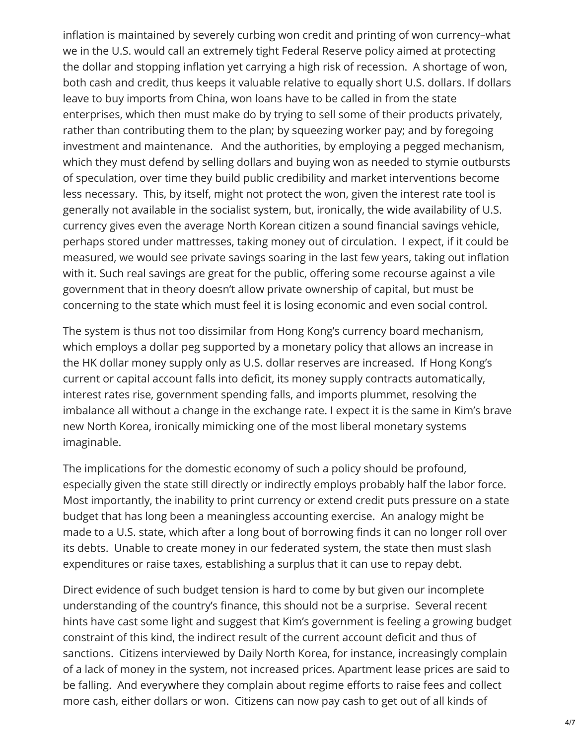inflation is maintained by severely curbing won credit and printing of won currency–what we in the U.S. would call an extremely tight Federal Reserve policy aimed at protecting the dollar and stopping inflation yet carrying a high risk of recession. A shortage of won, both cash and credit, thus keeps it valuable relative to equally short U.S. dollars. If dollars leave to buy imports from China, won loans have to be called in from the state enterprises, which then must make do by trying to sell some of their products privately, rather than contributing them to the plan; by squeezing worker pay; and by foregoing investment and maintenance. And the authorities, by employing a pegged mechanism, which they must defend by selling dollars and buying won as needed to stymie outbursts of speculation, over time they build public credibility and market interventions become less necessary. This, by itself, might not protect the won, given the interest rate tool is generally not available in the socialist system, but, ironically, the wide availability of U.S. currency gives even the average North Korean citizen a sound financial savings vehicle, perhaps stored under mattresses, taking money out of circulation. I expect, if it could be measured, we would see private savings soaring in the last few years, taking out inflation with it. Such real savings are great for the public, offering some recourse against a vile government that in theory doesn't allow private ownership of capital, but must be concerning to the state which must feel it is losing economic and even social control.

The system is thus not too dissimilar from Hong Kong's currency board mechanism, which employs a dollar peg supported by a monetary policy that allows an increase in the HK dollar money supply only as U.S. dollar reserves are increased. If Hong Kong's current or capital account falls into deficit, its money supply contracts automatically, interest rates rise, government spending falls, and imports plummet, resolving the imbalance all without a change in the exchange rate. I expect it is the same in Kim's brave new North Korea, ironically mimicking one of the most liberal monetary systems imaginable.

The implications for the domestic economy of such a policy should be profound, especially given the state still directly or indirectly employs probably half the labor force. Most importantly, the inability to print currency or extend credit puts pressure on a state budget that has long been a meaningless accounting exercise. An analogy might be made to a U.S. state, which after a long bout of borrowing finds it can no longer roll over its debts. Unable to create money in our federated system, the state then must slash expenditures or raise taxes, establishing a surplus that it can use to repay debt.

Direct evidence of such budget tension is hard to come by but given our incomplete understanding of the country's finance, this should not be a surprise. Several recent hints have cast some light and suggest that Kim's government is feeling a growing budget constraint of this kind, the indirect result of the current account deficit and thus of sanctions. Citizens interviewed by Daily North Korea, for instance, increasingly complain of a lack of money in the system, not increased prices. Apartment lease prices are said to be falling. And everywhere they complain about regime efforts to raise fees and collect more cash, either dollars or won. Citizens can now pay cash to get out of all kinds of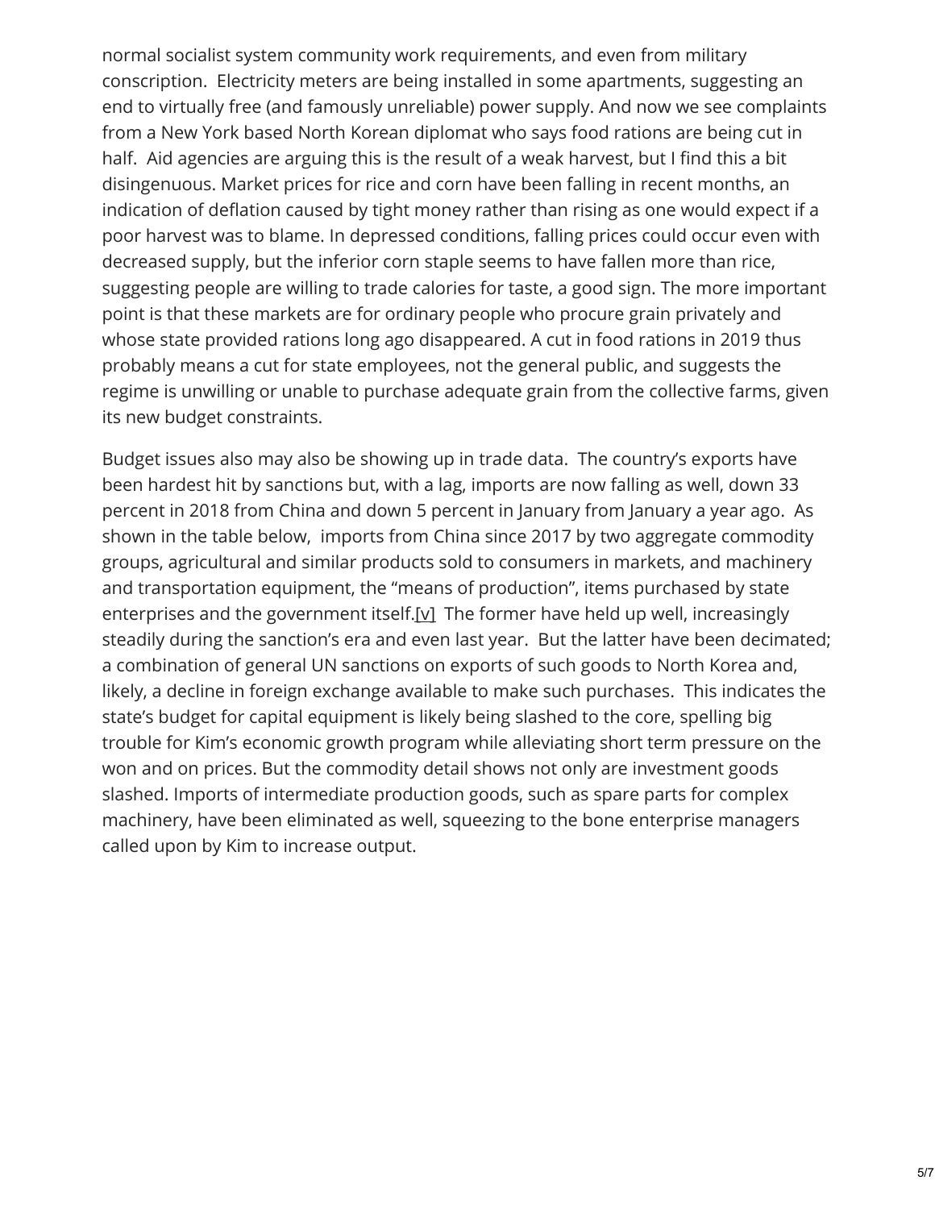normal socialist system community work requirements, and even from military conscription. Electricity meters are being installed in some apartments, suggesting an end to virtually free (and famously unreliable) power supply. And now we see complaints from a New York based North Korean diplomat who says food rations are being cut in half. Aid agencies are arguing this is the result of a weak harvest, but I find this a bit disingenuous. Market prices for rice and corn have been falling in recent months, an indication of deflation caused by tight money rather than rising as one would expect if a poor harvest was to blame. In depressed conditions, falling prices could occur even with decreased supply, but the inferior corn staple seems to have fallen more than rice, suggesting people are willing to trade calories for taste, a good sign. The more important point is that these markets are for ordinary people who procure grain privately and whose state provided rations long ago disappeared. A cut in food rations in 2019 thus probably means a cut for state employees, not the general public, and suggests the regime is unwilling or unable to purchase adequate grain from the collective farms, given its new budget constraints.

Budget issues also may also be showing up in trade data. The country's exports have been hardest hit by sanctions but, with a lag, imports are now falling as well, down 33 percent in 2018 from China and down 5 percent in January from January a year ago. As shown in the table below, imports from China since 2017 by two aggregate commodity groups, agricultural and similar products sold to consumers in markets, and machinery and transportation equipment, the "means of production", items purchased by state enterprises and the government itself.[v] The former have held up well, increasingly steadily during the sanction's era and even last year. But the latter have been decimated; a combination of general UN sanctions on exports of such goods to North Korea and, likely, a decline in foreign exchange available to make such purchases. This indicates the state's budget for capital equipment is likely being slashed to the core, spelling big trouble for Kim's economic growth program while alleviating short term pressure on the won and on prices. But the commodity detail shows not only are investment goods slashed. Imports of intermediate production goods, such as spare parts for complex machinery, have been eliminated as well, squeezing to the bone enterprise managers called upon by Kim to increase output.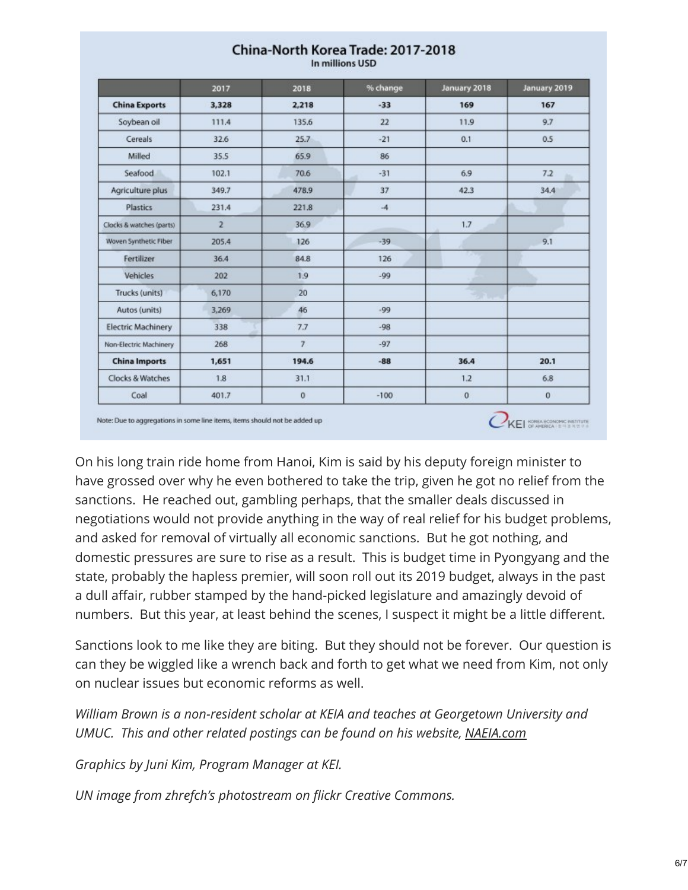## China-North Korea Trade: 2017-2018

In millions USD

| | 2017 | 2018 | % change | January 2018 | January 2019 |
|---|---|---|---|---|---|
| **China Exports** | **3,328** | **2,218** | **-33** | **169** | **167** |
| Soybean oil | 111.4 | 135.6 | 22 | 11.9 | 9.7 |
| Cereals | 32.6 | 25.7 | -21 | 0.1 | 0.5 |
| Milled | 35.5 | 65.9 | 86 | | |
| Seafood | 102.1 | 70.6 | -31 | 6.9 | 7.2 |
| Agriculture plus | 349.7 | 478.9 | 37 | 42.3 | 34.4 |
| Plastics | 231.4 | 221.8 | -4 | | |
| Clocks & watches (parts) | 2 | 36.9 | | 1.7 | |
| Woven Synthetic Fiber | 205.4 | 126 | -39 | | 9.1 |
| Fertilizer | 36.4 | 84.8 | 126 | | |
| Vehicles | 202 | 1.9 | -99 | | |
| Trucks (units) | 6,170 | 20 | | | |
| Autos (units) | 3,269 | 46 | -99 | | |
| Electric Machinery | 338 | 7.7 | -98 | | |
| Non-Electric Machinery | 268 | 7 | -97 | | |
| **China Imports** | **1,651** | **194.6** | **-88** | **36.4** | **20.1** |
| Clocks & Watches | 1.8 | 31.1 | | 1.2 | 6.8 |
| Coal | 401.7 | 0 | -100 | 0 | 0 |

Note: Due to aggregations in some line items, items should not be added up

On his long train ride home from Hanoi, Kim is said by his deputy foreign minister to have grossed over why he even bothered to take the trip, given he got no relief from the sanctions. He reached out, gambling perhaps, that the smaller deals discussed in negotiations would not provide anything in the way of real relief for his budget problems, and asked for removal of virtually all economic sanctions. But he got nothing, and domestic pressures are sure to rise as a result. This is budget time in Pyongyang and the state, probably the hapless premier, will soon roll out its 2019 budget, always in the past a dull affair, rubber stamped by the hand-picked legislature and amazingly devoid of numbers. But this year, at least behind the scenes, I suspect it might be a little different.

Sanctions look to me like they are biting. But they should not be forever. Our question is can they be wiggled like a wrench back and forth to get what we need from Kim, not only on nuclear issues but economic reforms as well.

*William Brown is a non-resident scholar at KEIA and teaches at Georgetown University and UMUC. This and other related postings can be found on his website, [NAEIA.com]*

*Graphics by Juni Kim, Program Manager at KEI.*

*UN image from zhrefch's photostream on flickr Creative Commons.*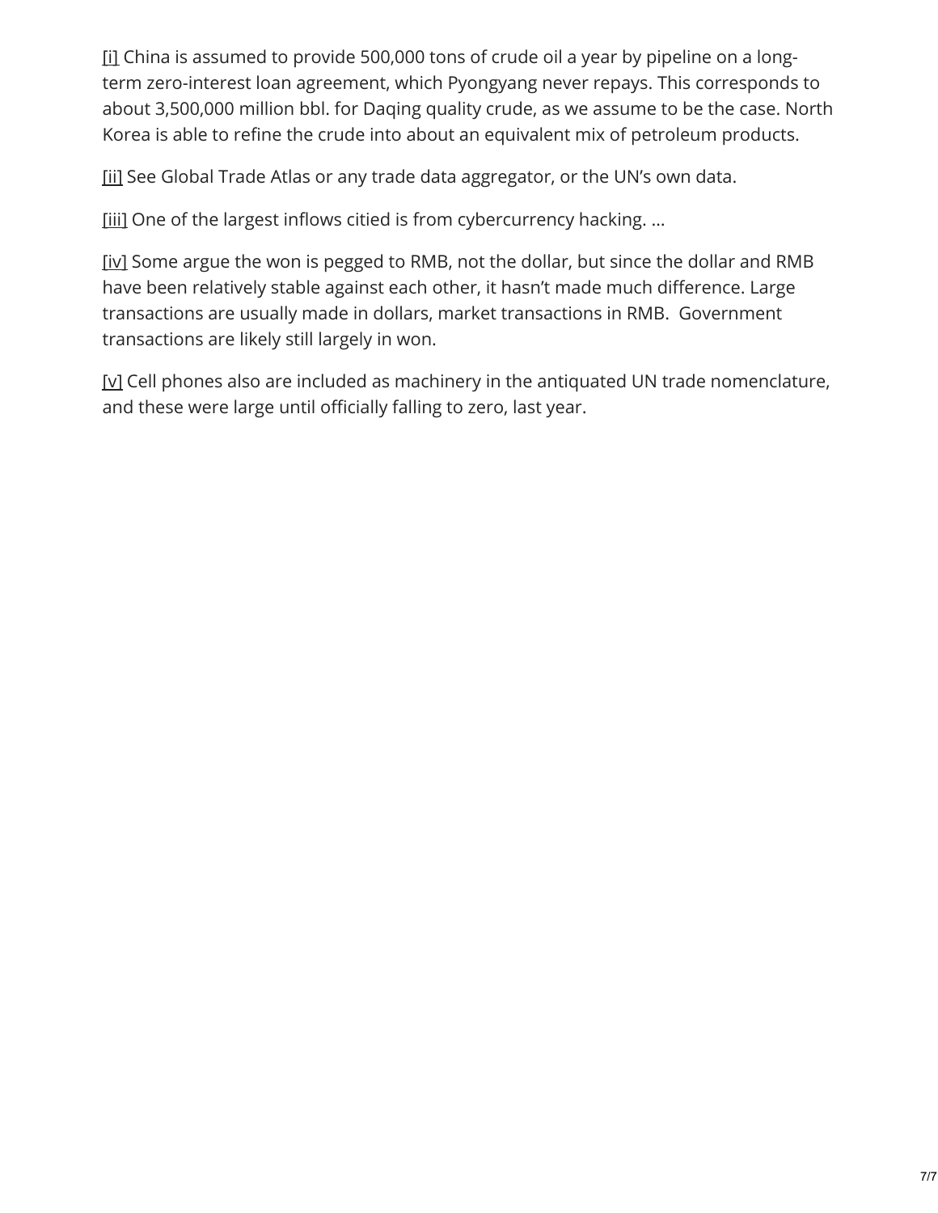[i] China is assumed to provide 500,000 tons of crude oil a year by pipeline on a long-term zero-interest loan agreement, which Pyongyang never repays. This corresponds to about 3,500,000 million bbl. for Daqing quality crude, as we assume to be the case. North Korea is able to refine the crude into about an equivalent mix of petroleum products.

[ii] See Global Trade Atlas or any trade data aggregator, or the UN's own data.

[iii] One of the largest inflows citied is from cybercurrency hacking. …

[iv] Some argue the won is pegged to RMB, not the dollar, but since the dollar and RMB have been relatively stable against each other, it hasn't made much difference. Large transactions are usually made in dollars, market transactions in RMB. Government transactions are likely still largely in won.

[v] Cell phones also are included as machinery in the antiquated UN trade nomenclature, and these were large until officially falling to zero, last year.